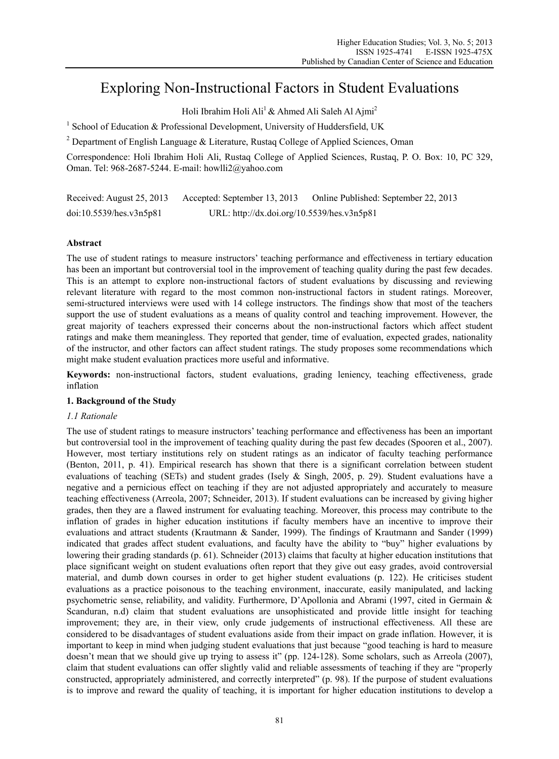# Exploring Non-Instructional Factors in Student Evaluations

Holi Ibrahim Holi Ali[1] & Ahmed Ali Saleh Al Ajmi[2]

[1] School of Education & Professional Development, University of Huddersfield, UK

[2] Department of English Language & Literature, Rustaq College of Applied Sciences, Oman

Correspondence: Holi Ibrahim Holi Ali, Rustaq College of Applied Sciences, Rustaq, P. O. Box: 10, PC 329, Oman. Tel: 968-2687-5244. E-mail: howlli2@yahoo.com

Received: August 25, 2013 Accepted: September 13, 2013 Online Published: September 22, 2013

doi:10.5539/hes.v3n5p81 URL: http://dx.doi.org/10.5539/hes.v3n5p81

## Abstract

The use of student ratings to measure instructors' teaching performance and effectiveness in tertiary education has been an important but controversial tool in the improvement of teaching quality during the past few decades. This is an attempt to explore non-instructional factors of student evaluations by discussing and reviewing relevant literature with regard to the most common non-instructional factors in student ratings. Moreover, semi-structured interviews were used with 14 college instructors. The findings show that most of the teachers support the use of student evaluations as a means of quality control and teaching improvement. However, the great majority of teachers expressed their concerns about the non-instructional factors which affect student ratings and make them meaningless. They reported that gender, time of evaluation, expected grades, nationality of the instructor, and other factors can affect student ratings. The study proposes some recommendations which might make student evaluation practices more useful and informative.

**Keywords:** non-instructional factors, student evaluations, grading leniency, teaching effectiveness, grade inflation

## 1. Background of the Study

### *1.1 Rationale*

The use of student ratings to measure instructors' teaching performance and effectiveness has been an important but controversial tool in the improvement of teaching quality during the past few decades (Spooren et al., 2007). However, most tertiary institutions rely on student ratings as an indicator of faculty teaching performance (Benton, 2011, p. 41). Empirical research has shown that there is a significant correlation between student evaluations of teaching (SETs) and student grades (Isely & Singh, 2005, p. 29). Student evaluations have a negative and a pernicious effect on teaching if they are not adjusted appropriately and accurately to measure teaching effectiveness (Arreola, 2007; Schneider, 2013). If student evaluations can be increased by giving higher grades, then they are a flawed instrument for evaluating teaching. Moreover, this process may contribute to the inflation of grades in higher education institutions if faculty members have an incentive to improve their evaluations and attract students (Krautmann & Sander, 1999). The findings of Krautmann and Sander (1999) indicated that grades affect student evaluations, and faculty have the ability to "buy" higher evaluations by lowering their grading standards (p. 61). Schneider (2013) claims that faculty at higher education institutions that place significant weight on student evaluations often report that they give out easy grades, avoid controversial material, and dumb down courses in order to get higher student evaluations (p. 122). He criticises student evaluations as a practice poisonous to the teaching environment, inaccurate, easily manipulated, and lacking psychometric sense, reliability, and validity. Furthermore, D'Apollonia and Abrami (1997, cited in Germain & Scanduran, n.d) claim that student evaluations are unsophisticated and provide little insight for teaching improvement; they are, in their view, only crude judgements of instructional effectiveness. All these are considered to be disadvantages of student evaluations aside from their impact on grade inflation. However, it is important to keep in mind when judging student evaluations that just because "good teaching is hard to measure doesn't mean that we should give up trying to assess it" (pp. 124-128). Some scholars, such as Arreola (2007), claim that student evaluations can offer slightly valid and reliable assessments of teaching if they are "properly constructed, appropriately administered, and correctly interpreted" (p. 98). If the purpose of student evaluations is to improve and reward the quality of teaching, it is important for higher education institutions to develop a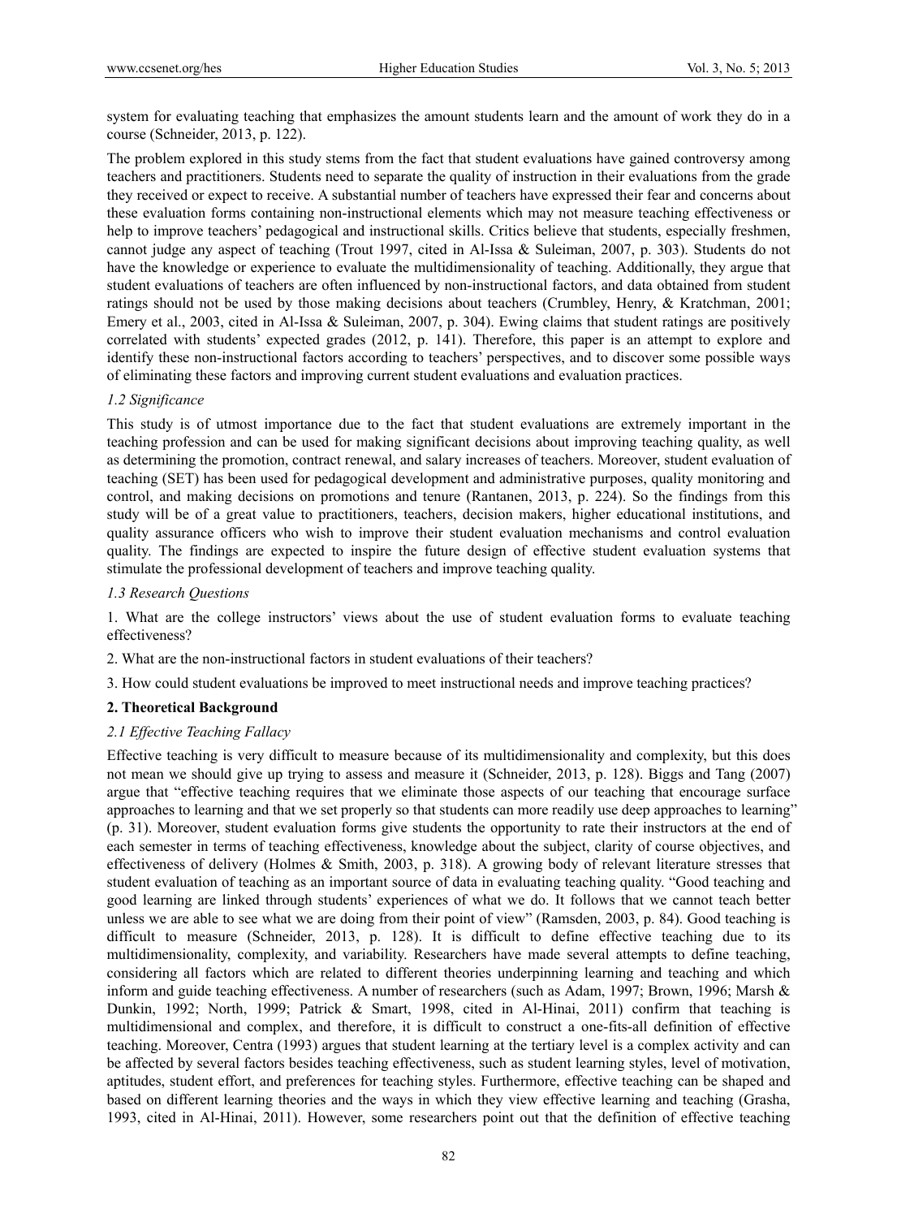system for evaluating teaching that emphasizes the amount students learn and the amount of work they do in a course (Schneider, 2013, p. 122).

The problem explored in this study stems from the fact that student evaluations have gained controversy among teachers and practitioners. Students need to separate the quality of instruction in their evaluations from the grade they received or expect to receive. A substantial number of teachers have expressed their fear and concerns about these evaluation forms containing non-instructional elements which may not measure teaching effectiveness or help to improve teachers' pedagogical and instructional skills. Critics believe that students, especially freshmen, cannot judge any aspect of teaching (Trout 1997, cited in Al-Issa & Suleiman, 2007, p. 303). Students do not have the knowledge or experience to evaluate the multidimensionality of teaching. Additionally, they argue that student evaluations of teachers are often influenced by non-instructional factors, and data obtained from student ratings should not be used by those making decisions about teachers (Crumbley, Henry, & Kratchman, 2001; Emery et al., 2003, cited in Al-Issa & Suleiman, 2007, p. 304). Ewing claims that student ratings are positively correlated with students' expected grades (2012, p. 141). Therefore, this paper is an attempt to explore and identify these non-instructional factors according to teachers' perspectives, and to discover some possible ways of eliminating these factors and improving current student evaluations and evaluation practices.

### *1.2 Significance*

This study is of utmost importance due to the fact that student evaluations are extremely important in the teaching profession and can be used for making significant decisions about improving teaching quality, as well as determining the promotion, contract renewal, and salary increases of teachers. Moreover, student evaluation of teaching (SET) has been used for pedagogical development and administrative purposes, quality monitoring and control, and making decisions on promotions and tenure (Rantanen, 2013, p. 224). So the findings from this study will be of a great value to practitioners, teachers, decision makers, higher educational institutions, and quality assurance officers who wish to improve their student evaluation mechanisms and control evaluation quality. The findings are expected to inspire the future design of effective student evaluation systems that stimulate the professional development of teachers and improve teaching quality.

### *1.3 Research Questions*

1. What are the college instructors' views about the use of student evaluation forms to evaluate teaching effectiveness?

2. What are the non-instructional factors in student evaluations of their teachers?

3. How could student evaluations be improved to meet instructional needs and improve teaching practices?

## **2. Theoretical Background**

### *2.1 Effective Teaching Fallacy*

Effective teaching is very difficult to measure because of its multidimensionality and complexity, but this does not mean we should give up trying to assess and measure it (Schneider, 2013, p. 128). Biggs and Tang (2007) argue that "effective teaching requires that we eliminate those aspects of our teaching that encourage surface approaches to learning and that we set properly so that students can more readily use deep approaches to learning" (p. 31). Moreover, student evaluation forms give students the opportunity to rate their instructors at the end of each semester in terms of teaching effectiveness, knowledge about the subject, clarity of course objectives, and effectiveness of delivery (Holmes & Smith, 2003, p. 318). A growing body of relevant literature stresses that student evaluation of teaching as an important source of data in evaluating teaching quality. "Good teaching and good learning are linked through students' experiences of what we do. It follows that we cannot teach better unless we are able to see what we are doing from their point of view" (Ramsden, 2003, p. 84). Good teaching is difficult to measure (Schneider, 2013, p. 128). It is difficult to define effective teaching due to its multidimensionality, complexity, and variability. Researchers have made several attempts to define teaching, considering all factors which are related to different theories underpinning learning and teaching and which inform and guide teaching effectiveness. A number of researchers (such as Adam, 1997; Brown, 1996; Marsh & Dunkin, 1992; North, 1999; Patrick & Smart, 1998, cited in Al-Hinai, 2011) confirm that teaching is multidimensional and complex, and therefore, it is difficult to construct a one-fits-all definition of effective teaching. Moreover, Centra (1993) argues that student learning at the tertiary level is a complex activity and can be affected by several factors besides teaching effectiveness, such as student learning styles, level of motivation, aptitudes, student effort, and preferences for teaching styles. Furthermore, effective teaching can be shaped and based on different learning theories and the ways in which they view effective learning and teaching (Grasha, 1993, cited in Al-Hinai, 2011). However, some researchers point out that the definition of effective teaching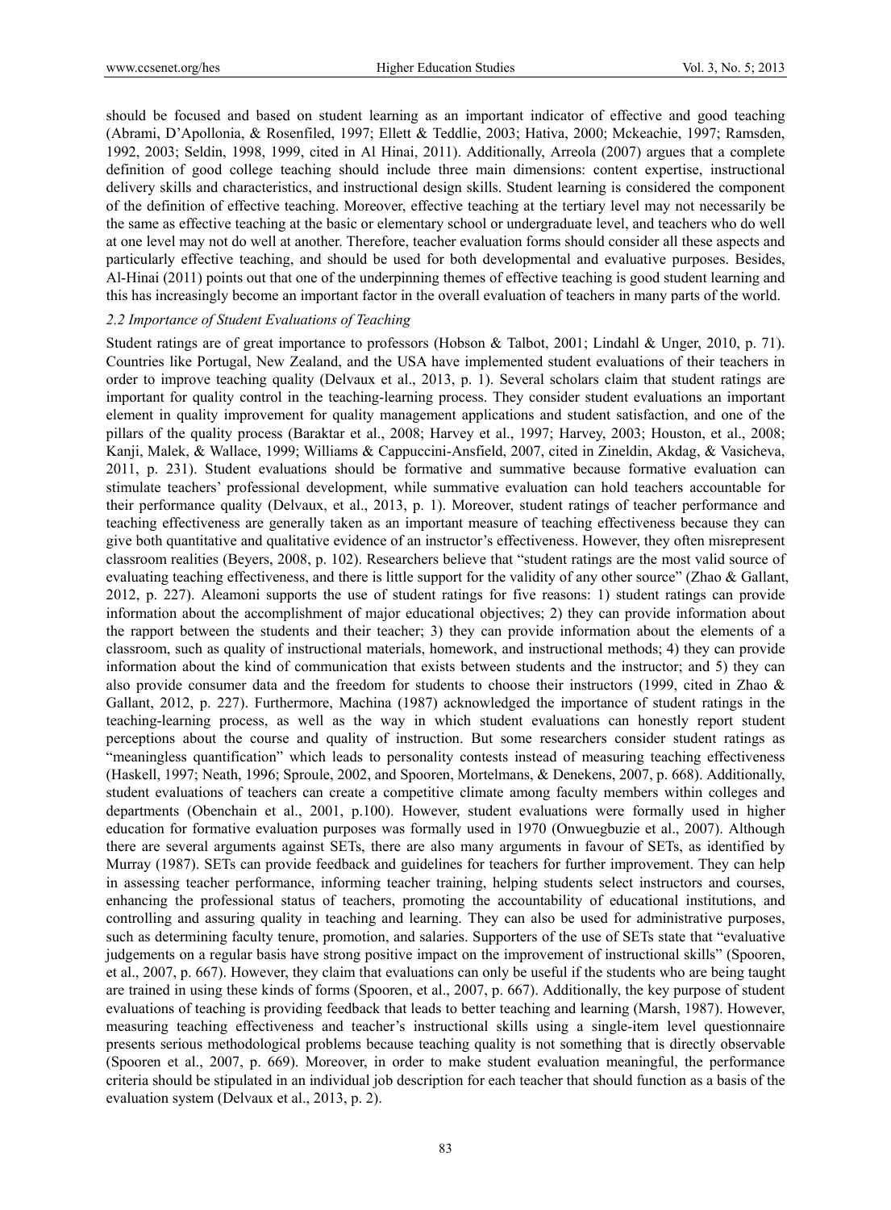should be focused and based on student learning as an important indicator of effective and good teaching (Abrami, D'Apollonia, & Rosenfiled, 1997; Ellett & Teddlie, 2003; Hativa, 2000; Mckeachie, 1997; Ramsden, 1992, 2003; Seldin, 1998, 1999, cited in Al Hinai, 2011). Additionally, Arreola (2007) argues that a complete definition of good college teaching should include three main dimensions: content expertise, instructional delivery skills and characteristics, and instructional design skills. Student learning is considered the component of the definition of effective teaching. Moreover, effective teaching at the tertiary level may not necessarily be the same as effective teaching at the basic or elementary school or undergraduate level, and teachers who do well at one level may not do well at another. Therefore, teacher evaluation forms should consider all these aspects and particularly effective teaching, and should be used for both developmental and evaluative purposes. Besides, Al-Hinai (2011) points out that one of the underpinning themes of effective teaching is good student learning and this has increasingly become an important factor in the overall evaluation of teachers in many parts of the world.

### *2.2 Importance of Student Evaluations of Teaching*

Student ratings are of great importance to professors (Hobson & Talbot, 2001; Lindahl & Unger, 2010, p. 71). Countries like Portugal, New Zealand, and the USA have implemented student evaluations of their teachers in order to improve teaching quality (Delvaux et al., 2013, p. 1). Several scholars claim that student ratings are important for quality control in the teaching-learning process. They consider student evaluations an important element in quality improvement for quality management applications and student satisfaction, and one of the pillars of the quality process (Baraktar et al., 2008; Harvey et al., 1997; Harvey, 2003; Houston, et al., 2008; Kanji, Malek, & Wallace, 1999; Williams & Cappuccini-Ansfield, 2007, cited in Zineldin, Akdag, & Vasicheva, 2011, p. 231). Student evaluations should be formative and summative because formative evaluation can stimulate teachers' professional development, while summative evaluation can hold teachers accountable for their performance quality (Delvaux, et al., 2013, p. 1). Moreover, student ratings of teacher performance and teaching effectiveness are generally taken as an important measure of teaching effectiveness because they can give both quantitative and qualitative evidence of an instructor's effectiveness. However, they often misrepresent classroom realities (Beyers, 2008, p. 102). Researchers believe that "student ratings are the most valid source of evaluating teaching effectiveness, and there is little support for the validity of any other source" (Zhao & Gallant, 2012, p. 227). Aleamoni supports the use of student ratings for five reasons: 1) student ratings can provide information about the accomplishment of major educational objectives; 2) they can provide information about the rapport between the students and their teacher; 3) they can provide information about the elements of a classroom, such as quality of instructional materials, homework, and instructional methods; 4) they can provide information about the kind of communication that exists between students and the instructor; and 5) they can also provide consumer data and the freedom for students to choose their instructors (1999, cited in Zhao & Gallant, 2012, p. 227). Furthermore, Machina (1987) acknowledged the importance of student ratings in the teaching-learning process, as well as the way in which student evaluations can honestly report student perceptions about the course and quality of instruction. But some researchers consider student ratings as "meaningless quantification" which leads to personality contests instead of measuring teaching effectiveness (Haskell, 1997; Neath, 1996; Sproule, 2002, and Spooren, Mortelmans, & Denekens, 2007, p. 668). Additionally, student evaluations of teachers can create a competitive climate among faculty members within colleges and departments (Obenchain et al., 2001, p.100). However, student evaluations were formally used in higher education for formative evaluation purposes was formally used in 1970 (Onwuegbuzie et al., 2007). Although there are several arguments against SETs, there are also many arguments in favour of SETs, as identified by Murray (1987). SETs can provide feedback and guidelines for teachers for further improvement. They can help in assessing teacher performance, informing teacher training, helping students select instructors and courses, enhancing the professional status of teachers, promoting the accountability of educational institutions, and controlling and assuring quality in teaching and learning. They can also be used for administrative purposes, such as determining faculty tenure, promotion, and salaries. Supporters of the use of SETs state that "evaluative judgements on a regular basis have strong positive impact on the improvement of instructional skills" (Spooren, et al., 2007, p. 667). However, they claim that evaluations can only be useful if the students who are being taught are trained in using these kinds of forms (Spooren, et al., 2007, p. 667). Additionally, the key purpose of student evaluations of teaching is providing feedback that leads to better teaching and learning (Marsh, 1987). However, measuring teaching effectiveness and teacher's instructional skills using a single-item level questionnaire presents serious methodological problems because teaching quality is not something that is directly observable (Spooren et al., 2007, p. 669). Moreover, in order to make student evaluation meaningful, the performance criteria should be stipulated in an individual job description for each teacher that should function as a basis of the evaluation system (Delvaux et al., 2013, p. 2).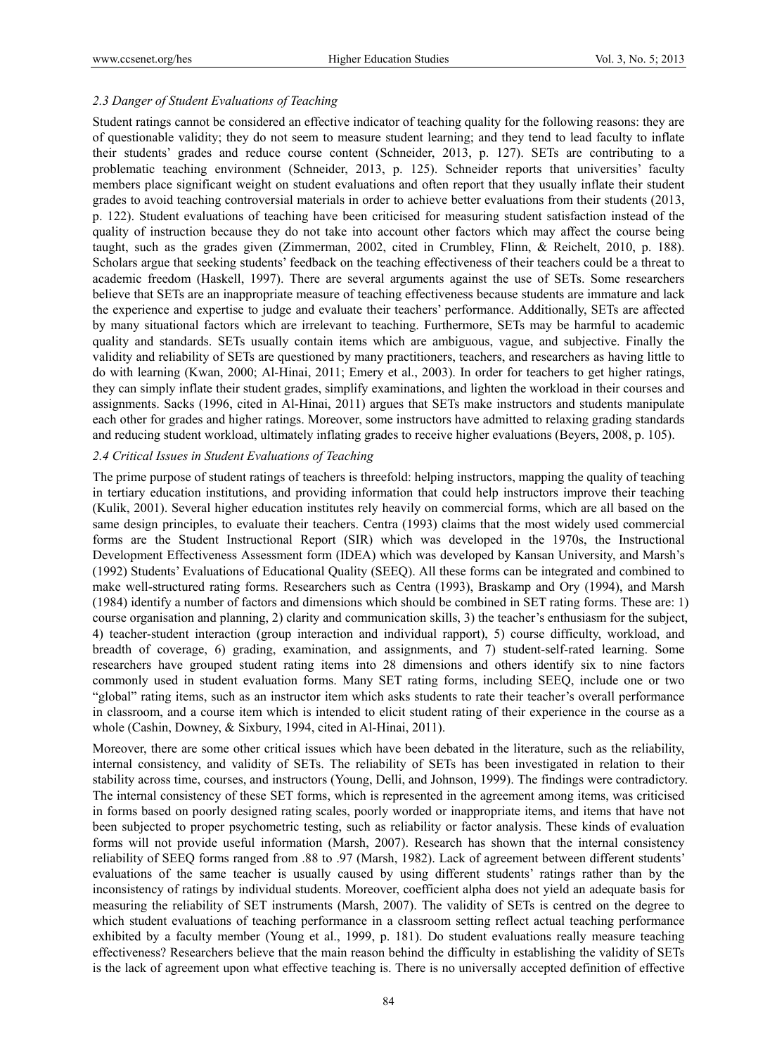### *2.3 Danger of Student Evaluations of Teaching*

Student ratings cannot be considered an effective indicator of teaching quality for the following reasons: they are of questionable validity; they do not seem to measure student learning; and they tend to lead faculty to inflate their students' grades and reduce course content (Schneider, 2013, p. 127). SETs are contributing to a problematic teaching environment (Schneider, 2013, p. 125). Schneider reports that universities' faculty members place significant weight on student evaluations and often report that they usually inflate their student grades to avoid teaching controversial materials in order to achieve better evaluations from their students (2013, p. 122). Student evaluations of teaching have been criticised for measuring student satisfaction instead of the quality of instruction because they do not take into account other factors which may affect the course being taught, such as the grades given (Zimmerman, 2002, cited in Crumbley, Flinn, & Reichelt, 2010, p. 188). Scholars argue that seeking students' feedback on the teaching effectiveness of their teachers could be a threat to academic freedom (Haskell, 1997). There are several arguments against the use of SETs. Some researchers believe that SETs are an inappropriate measure of teaching effectiveness because students are immature and lack the experience and expertise to judge and evaluate their teachers' performance. Additionally, SETs are affected by many situational factors which are irrelevant to teaching. Furthermore, SETs may be harmful to academic quality and standards. SETs usually contain items which are ambiguous, vague, and subjective. Finally the validity and reliability of SETs are questioned by many practitioners, teachers, and researchers as having little to do with learning (Kwan, 2000; Al-Hinai, 2011; Emery et al., 2003). In order for teachers to get higher ratings, they can simply inflate their student grades, simplify examinations, and lighten the workload in their courses and assignments. Sacks (1996, cited in Al-Hinai, 2011) argues that SETs make instructors and students manipulate each other for grades and higher ratings. Moreover, some instructors have admitted to relaxing grading standards and reducing student workload, ultimately inflating grades to receive higher evaluations (Beyers, 2008, p. 105).

### *2.4 Critical Issues in Student Evaluations of Teaching*

The prime purpose of student ratings of teachers is threefold: helping instructors, mapping the quality of teaching in tertiary education institutions, and providing information that could help instructors improve their teaching (Kulik, 2001). Several higher education institutes rely heavily on commercial forms, which are all based on the same design principles, to evaluate their teachers. Centra (1993) claims that the most widely used commercial forms are the Student Instructional Report (SIR) which was developed in the 1970s, the Instructional Development Effectiveness Assessment form (IDEA) which was developed by Kansan University, and Marsh's (1992) Students' Evaluations of Educational Quality (SEEQ). All these forms can be integrated and combined to make well-structured rating forms. Researchers such as Centra (1993), Braskamp and Ory (1994), and Marsh (1984) identify a number of factors and dimensions which should be combined in SET rating forms. These are: 1) course organisation and planning, 2) clarity and communication skills, 3) the teacher's enthusiasm for the subject, 4) teacher-student interaction (group interaction and individual rapport), 5) course difficulty, workload, and breadth of coverage, 6) grading, examination, and assignments, and 7) student-self-rated learning. Some researchers have grouped student rating items into 28 dimensions and others identify six to nine factors commonly used in student evaluation forms. Many SET rating forms, including SEEQ, include one or two "global" rating items, such as an instructor item which asks students to rate their teacher's overall performance in classroom, and a course item which is intended to elicit student rating of their experience in the course as a whole (Cashin, Downey, & Sixbury, 1994, cited in Al-Hinai, 2011).

Moreover, there are some other critical issues which have been debated in the literature, such as the reliability, internal consistency, and validity of SETs. The reliability of SETs has been investigated in relation to their stability across time, courses, and instructors (Young, Delli, and Johnson, 1999). The findings were contradictory. The internal consistency of these SET forms, which is represented in the agreement among items, was criticised in forms based on poorly designed rating scales, poorly worded or inappropriate items, and items that have not been subjected to proper psychometric testing, such as reliability or factor analysis. These kinds of evaluation forms will not provide useful information (Marsh, 2007). Research has shown that the internal consistency reliability of SEEQ forms ranged from .88 to .97 (Marsh, 1982). Lack of agreement between different students' evaluations of the same teacher is usually caused by using different students' ratings rather than by the inconsistency of ratings by individual students. Moreover, coefficient alpha does not yield an adequate basis for measuring the reliability of SET instruments (Marsh, 2007). The validity of SETs is centred on the degree to which student evaluations of teaching performance in a classroom setting reflect actual teaching performance exhibited by a faculty member (Young et al., 1999, p. 181). Do student evaluations really measure teaching effectiveness? Researchers believe that the main reason behind the difficulty in establishing the validity of SETs is the lack of agreement upon what effective teaching is. There is no universally accepted definition of effective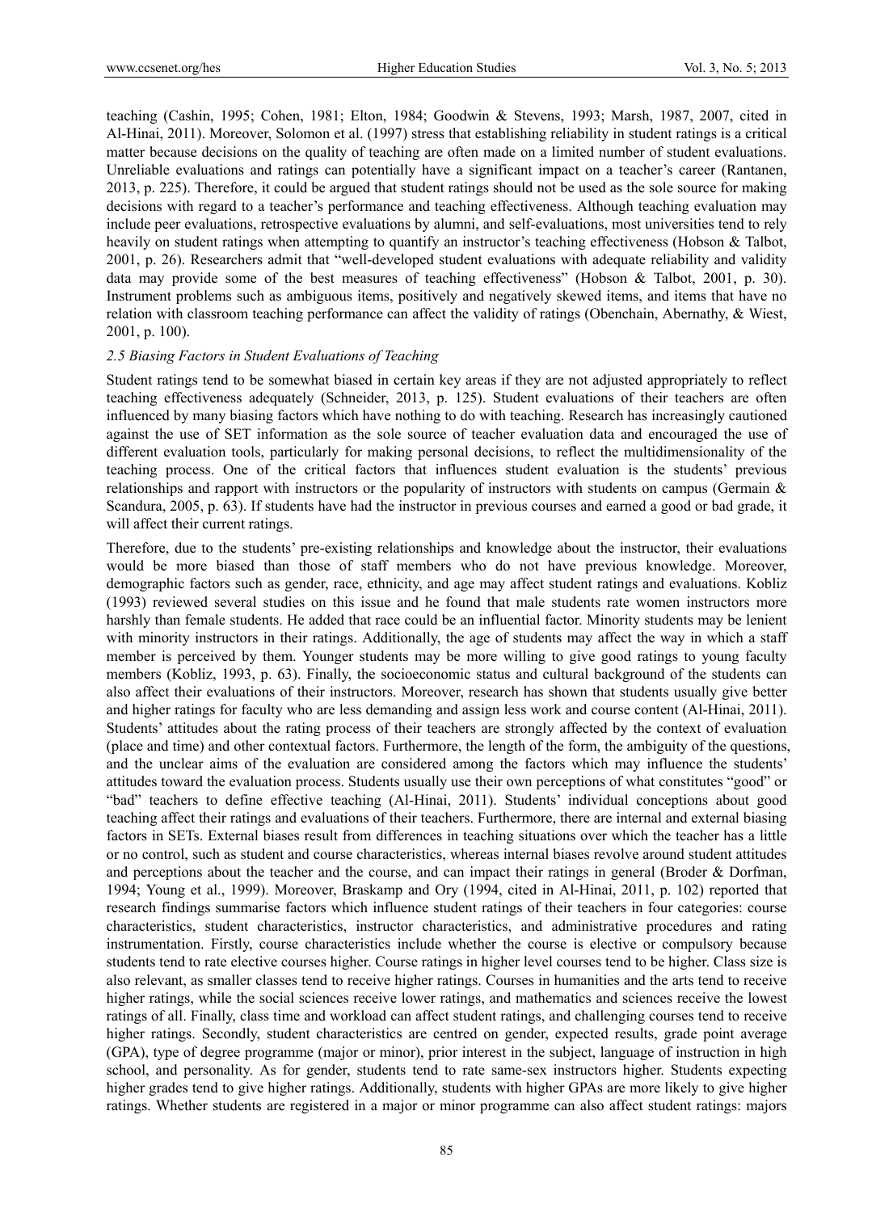teaching (Cashin, 1995; Cohen, 1981; Elton, 1984; Goodwin & Stevens, 1993; Marsh, 1987, 2007, cited in Al-Hinai, 2011). Moreover, Solomon et al. (1997) stress that establishing reliability in student ratings is a critical matter because decisions on the quality of teaching are often made on a limited number of student evaluations. Unreliable evaluations and ratings can potentially have a significant impact on a teacher's career (Rantanen, 2013, p. 225). Therefore, it could be argued that student ratings should not be used as the sole source for making decisions with regard to a teacher's performance and teaching effectiveness. Although teaching evaluation may include peer evaluations, retrospective evaluations by alumni, and self-evaluations, most universities tend to rely heavily on student ratings when attempting to quantify an instructor's teaching effectiveness (Hobson & Talbot, 2001, p. 26). Researchers admit that "well-developed student evaluations with adequate reliability and validity data may provide some of the best measures of teaching effectiveness" (Hobson & Talbot, 2001, p. 30). Instrument problems such as ambiguous items, positively and negatively skewed items, and items that have no relation with classroom teaching performance can affect the validity of ratings (Obenchain, Abernathy, & Wiest, 2001, p. 100).

### *2.5 Biasing Factors in Student Evaluations of Teaching*

Student ratings tend to be somewhat biased in certain key areas if they are not adjusted appropriately to reflect teaching effectiveness adequately (Schneider, 2013, p. 125). Student evaluations of their teachers are often influenced by many biasing factors which have nothing to do with teaching. Research has increasingly cautioned against the use of SET information as the sole source of teacher evaluation data and encouraged the use of different evaluation tools, particularly for making personal decisions, to reflect the multidimensionality of the teaching process. One of the critical factors that influences student evaluation is the students' previous relationships and rapport with instructors or the popularity of instructors with students on campus (Germain & Scandura, 2005, p. 63). If students have had the instructor in previous courses and earned a good or bad grade, it will affect their current ratings.

Therefore, due to the students' pre-existing relationships and knowledge about the instructor, their evaluations would be more biased than those of staff members who do not have previous knowledge. Moreover, demographic factors such as gender, race, ethnicity, and age may affect student ratings and evaluations. Kobliz (1993) reviewed several studies on this issue and he found that male students rate women instructors more harshly than female students. He added that race could be an influential factor. Minority students may be lenient with minority instructors in their ratings. Additionally, the age of students may affect the way in which a staff member is perceived by them. Younger students may be more willing to give good ratings to young faculty members (Kobliz, 1993, p. 63). Finally, the socioeconomic status and cultural background of the students can also affect their evaluations of their instructors. Moreover, research has shown that students usually give better and higher ratings for faculty who are less demanding and assign less work and course content (Al-Hinai, 2011). Students' attitudes about the rating process of their teachers are strongly affected by the context of evaluation (place and time) and other contextual factors. Furthermore, the length of the form, the ambiguity of the questions, and the unclear aims of the evaluation are considered among the factors which may influence the students' attitudes toward the evaluation process. Students usually use their own perceptions of what constitutes "good" or "bad" teachers to define effective teaching (Al-Hinai, 2011). Students' individual conceptions about good teaching affect their ratings and evaluations of their teachers. Furthermore, there are internal and external biasing factors in SETs. External biases result from differences in teaching situations over which the teacher has a little or no control, such as student and course characteristics, whereas internal biases revolve around student attitudes and perceptions about the teacher and the course, and can impact their ratings in general (Broder & Dorfman, 1994; Young et al., 1999). Moreover, Braskamp and Ory (1994, cited in Al-Hinai, 2011, p. 102) reported that research findings summarise factors which influence student ratings of their teachers in four categories: course characteristics, student characteristics, instructor characteristics, and administrative procedures and rating instrumentation. Firstly, course characteristics include whether the course is elective or compulsory because students tend to rate elective courses higher. Course ratings in higher level courses tend to be higher. Class size is also relevant, as smaller classes tend to receive higher ratings. Courses in humanities and the arts tend to receive higher ratings, while the social sciences receive lower ratings, and mathematics and sciences receive the lowest ratings of all. Finally, class time and workload can affect student ratings, and challenging courses tend to receive higher ratings. Secondly, student characteristics are centred on gender, expected results, grade point average (GPA), type of degree programme (major or minor), prior interest in the subject, language of instruction in high school, and personality. As for gender, students tend to rate same-sex instructors higher. Students expecting higher grades tend to give higher ratings. Additionally, students with higher GPAs are more likely to give higher ratings. Whether students are registered in a major or minor programme can also affect student ratings: majors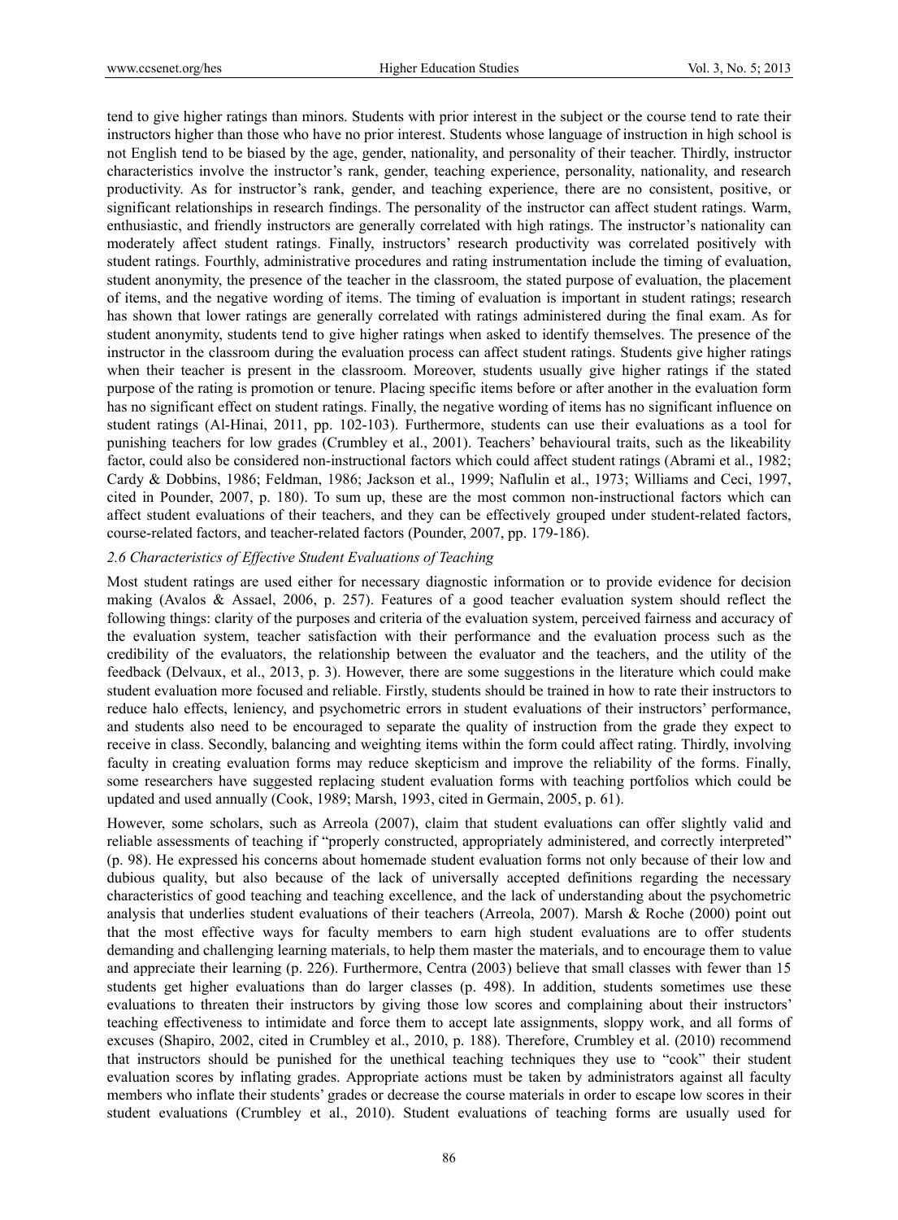tend to give higher ratings than minors. Students with prior interest in the subject or the course tend to rate their instructors higher than those who have no prior interest. Students whose language of instruction in high school is not English tend to be biased by the age, gender, nationality, and personality of their teacher. Thirdly, instructor characteristics involve the instructor's rank, gender, teaching experience, personality, nationality, and research productivity. As for instructor's rank, gender, and teaching experience, there are no consistent, positive, or significant relationships in research findings. The personality of the instructor can affect student ratings. Warm, enthusiastic, and friendly instructors are generally correlated with high ratings. The instructor's nationality can moderately affect student ratings. Finally, instructors' research productivity was correlated positively with student ratings. Fourthly, administrative procedures and rating instrumentation include the timing of evaluation, student anonymity, the presence of the teacher in the classroom, the stated purpose of evaluation, the placement of items, and the negative wording of items. The timing of evaluation is important in student ratings; research has shown that lower ratings are generally correlated with ratings administered during the final exam. As for student anonymity, students tend to give higher ratings when asked to identify themselves. The presence of the instructor in the classroom during the evaluation process can affect student ratings. Students give higher ratings when their teacher is present in the classroom. Moreover, students usually give higher ratings if the stated purpose of the rating is promotion or tenure. Placing specific items before or after another in the evaluation form has no significant effect on student ratings. Finally, the negative wording of items has no significant influence on student ratings (Al-Hinai, 2011, pp. 102-103). Furthermore, students can use their evaluations as a tool for punishing teachers for low grades (Crumbley et al., 2001). Teachers' behavioural traits, such as the likeability factor, could also be considered non-instructional factors which could affect student ratings (Abrami et al., 1982; Cardy & Dobbins, 1986; Feldman, 1986; Jackson et al., 1999; Naflulin et al., 1973; Williams and Ceci, 1997, cited in Pounder, 2007, p. 180). To sum up, these are the most common non-instructional factors which can affect student evaluations of their teachers, and they can be effectively grouped under student-related factors, course-related factors, and teacher-related factors (Pounder, 2007, pp. 179-186).

### *2.6 Characteristics of Effective Student Evaluations of Teaching*

Most student ratings are used either for necessary diagnostic information or to provide evidence for decision making (Avalos & Assael, 2006, p. 257). Features of a good teacher evaluation system should reflect the following things: clarity of the purposes and criteria of the evaluation system, perceived fairness and accuracy of the evaluation system, teacher satisfaction with their performance and the evaluation process such as the credibility of the evaluators, the relationship between the evaluator and the teachers, and the utility of the feedback (Delvaux, et al., 2013, p. 3). However, there are some suggestions in the literature which could make student evaluation more focused and reliable. Firstly, students should be trained in how to rate their instructors to reduce halo effects, leniency, and psychometric errors in student evaluations of their instructors' performance, and students also need to be encouraged to separate the quality of instruction from the grade they expect to receive in class. Secondly, balancing and weighting items within the form could affect rating. Thirdly, involving faculty in creating evaluation forms may reduce skepticism and improve the reliability of the forms. Finally, some researchers have suggested replacing student evaluation forms with teaching portfolios which could be updated and used annually (Cook, 1989; Marsh, 1993, cited in Germain, 2005, p. 61).

However, some scholars, such as Arreola (2007), claim that student evaluations can offer slightly valid and reliable assessments of teaching if "properly constructed, appropriately administered, and correctly interpreted" (p. 98). He expressed his concerns about homemade student evaluation forms not only because of their low and dubious quality, but also because of the lack of universally accepted definitions regarding the necessary characteristics of good teaching and teaching excellence, and the lack of understanding about the psychometric analysis that underlies student evaluations of their teachers (Arreola, 2007). Marsh & Roche (2000) point out that the most effective ways for faculty members to earn high student evaluations are to offer students demanding and challenging learning materials, to help them master the materials, and to encourage them to value and appreciate their learning (p. 226). Furthermore, Centra (2003) believe that small classes with fewer than 15 students get higher evaluations than do larger classes (p. 498). In addition, students sometimes use these evaluations to threaten their instructors by giving those low scores and complaining about their instructors' teaching effectiveness to intimidate and force them to accept late assignments, sloppy work, and all forms of excuses (Shapiro, 2002, cited in Crumbley et al., 2010, p. 188). Therefore, Crumbley et al. (2010) recommend that instructors should be punished for the unethical teaching techniques they use to "cook" their student evaluation scores by inflating grades. Appropriate actions must be taken by administrators against all faculty members who inflate their students' grades or decrease the course materials in order to escape low scores in their student evaluations (Crumbley et al., 2010). Student evaluations of teaching forms are usually used for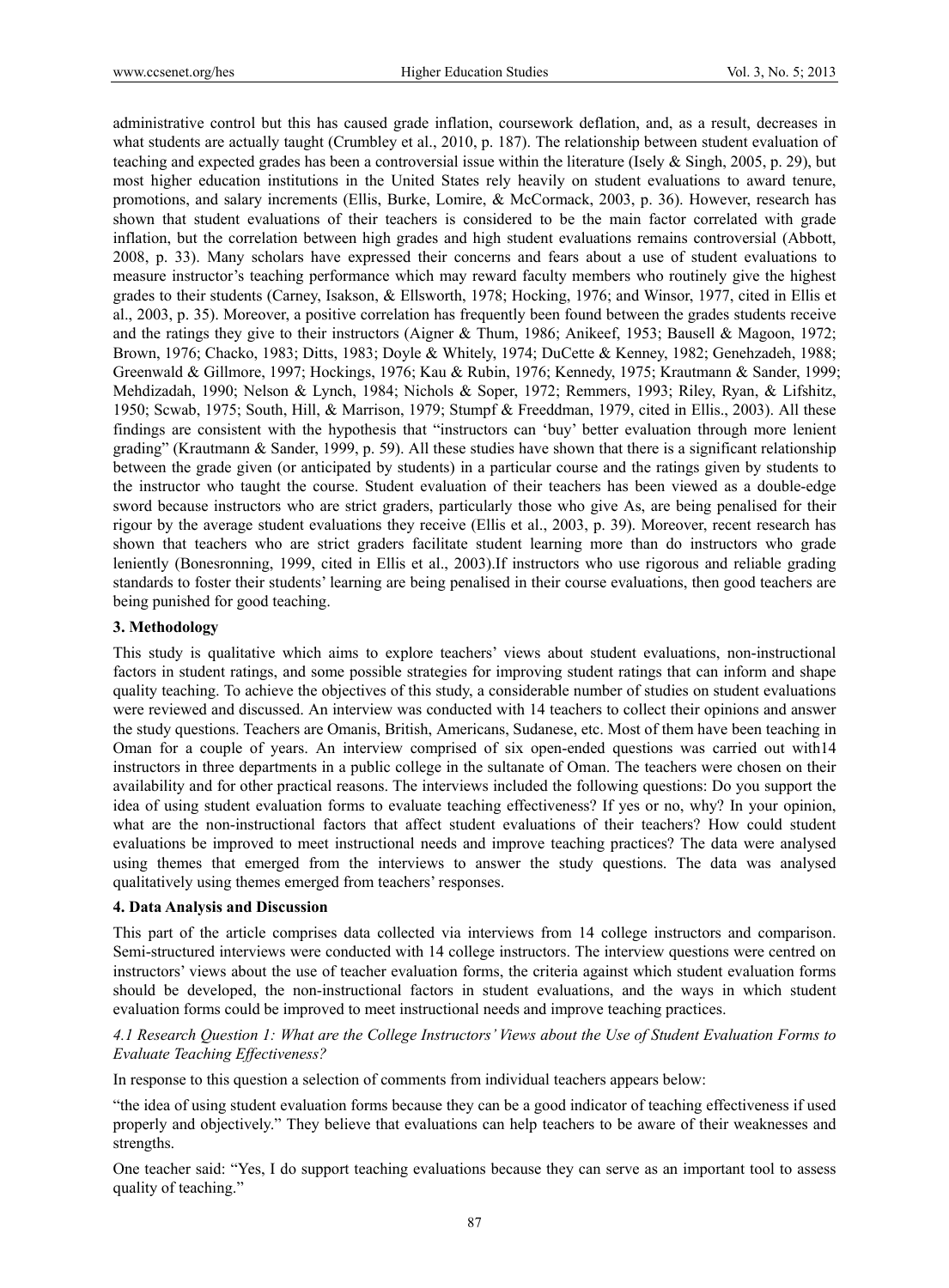administrative control but this has caused grade inflation, coursework deflation, and, as a result, decreases in what students are actually taught (Crumbley et al., 2010, p. 187). The relationship between student evaluation of teaching and expected grades has been a controversial issue within the literature (Isely & Singh, 2005, p. 29), but most higher education institutions in the United States rely heavily on student evaluations to award tenure, promotions, and salary increments (Ellis, Burke, Lomire, & McCormack, 2003, p. 36). However, research has shown that student evaluations of their teachers is considered to be the main factor correlated with grade inflation, but the correlation between high grades and high student evaluations remains controversial (Abbott, 2008, p. 33). Many scholars have expressed their concerns and fears about a use of student evaluations to measure instructor's teaching performance which may reward faculty members who routinely give the highest grades to their students (Carney, Isakson, & Ellsworth, 1978; Hocking, 1976; and Winsor, 1977, cited in Ellis et al., 2003, p. 35). Moreover, a positive correlation has frequently been found between the grades students receive and the ratings they give to their instructors (Aigner & Thum, 1986; Anikeef, 1953; Bausell & Magoon, 1972; Brown, 1976; Chacko, 1983; Ditts, 1983; Doyle & Whitely, 1974; DuCette & Kenney, 1982; Genehzadeh, 1988; Greenwald & Gillmore, 1997; Hockings, 1976; Kau & Rubin, 1976; Kennedy, 1975; Krautmann & Sander, 1999; Mehdizadah, 1990; Nelson & Lynch, 1984; Nichols & Soper, 1972; Remmers, 1993; Riley, Ryan, & Lifshitz, 1950; Scwab, 1975; South, Hill, & Marrison, 1979; Stumpf & Freeddman, 1979, cited in Ellis., 2003). All these findings are consistent with the hypothesis that "instructors can 'buy' better evaluation through more lenient grading" (Krautmann & Sander, 1999, p. 59). All these studies have shown that there is a significant relationship between the grade given (or anticipated by students) in a particular course and the ratings given by students to the instructor who taught the course. Student evaluation of their teachers has been viewed as a double-edge sword because instructors who are strict graders, particularly those who give As, are being penalised for their rigour by the average student evaluations they receive (Ellis et al., 2003, p. 39). Moreover, recent research has shown that teachers who are strict graders facilitate student learning more than do instructors who grade leniently (Bonesronning, 1999, cited in Ellis et al., 2003).If instructors who use rigorous and reliable grading standards to foster their students' learning are being penalised in their course evaluations, then good teachers are being punished for good teaching.

## 3. Methodology

This study is qualitative which aims to explore teachers' views about student evaluations, non-instructional factors in student ratings, and some possible strategies for improving student ratings that can inform and shape quality teaching. To achieve the objectives of this study, a considerable number of studies on student evaluations were reviewed and discussed. An interview was conducted with 14 teachers to collect their opinions and answer the study questions. Teachers are Omanis, British, Americans, Sudanese, etc. Most of them have been teaching in Oman for a couple of years. An interview comprised of six open-ended questions was carried out with14 instructors in three departments in a public college in the sultanate of Oman. The teachers were chosen on their availability and for other practical reasons. The interviews included the following questions: Do you support the idea of using student evaluation forms to evaluate teaching effectiveness? If yes or no, why? In your opinion, what are the non-instructional factors that affect student evaluations of their teachers? How could student evaluations be improved to meet instructional needs and improve teaching practices? The data were analysed using themes that emerged from the interviews to answer the study questions. The data was analysed qualitatively using themes emerged from teachers' responses.

## 4. Data Analysis and Discussion

This part of the article comprises data collected via interviews from 14 college instructors and comparison. Semi-structured interviews were conducted with 14 college instructors. The interview questions were centred on instructors' views about the use of teacher evaluation forms, the criteria against which student evaluation forms should be developed, the non-instructional factors in student evaluations, and the ways in which student evaluation forms could be improved to meet instructional needs and improve teaching practices.

### *4.1 Research Question 1: What are the College Instructors' Views about the Use of Student Evaluation Forms to Evaluate Teaching Effectiveness?*

In response to this question a selection of comments from individual teachers appears below:

"the idea of using student evaluation forms because they can be a good indicator of teaching effectiveness if used properly and objectively." They believe that evaluations can help teachers to be aware of their weaknesses and strengths.

One teacher said: "Yes, I do support teaching evaluations because they can serve as an important tool to assess quality of teaching."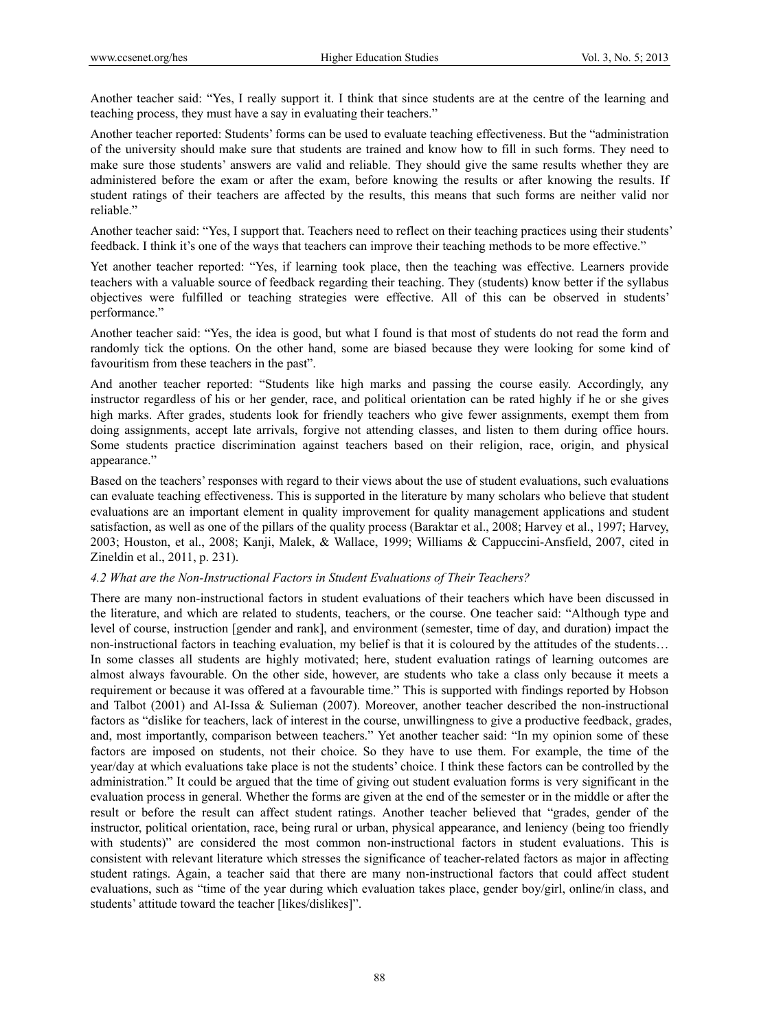Another teacher said: "Yes, I really support it. I think that since students are at the centre of the learning and teaching process, they must have a say in evaluating their teachers."

Another teacher reported: Students' forms can be used to evaluate teaching effectiveness. But the "administration of the university should make sure that students are trained and know how to fill in such forms. They need to make sure those students' answers are valid and reliable. They should give the same results whether they are administered before the exam or after the exam, before knowing the results or after knowing the results. If student ratings of their teachers are affected by the results, this means that such forms are neither valid nor reliable."

Another teacher said: "Yes, I support that. Teachers need to reflect on their teaching practices using their students' feedback. I think it's one of the ways that teachers can improve their teaching methods to be more effective."

Yet another teacher reported: "Yes, if learning took place, then the teaching was effective. Learners provide teachers with a valuable source of feedback regarding their teaching. They (students) know better if the syllabus objectives were fulfilled or teaching strategies were effective. All of this can be observed in students' performance."

Another teacher said: "Yes, the idea is good, but what I found is that most of students do not read the form and randomly tick the options. On the other hand, some are biased because they were looking for some kind of favouritism from these teachers in the past".

And another teacher reported: "Students like high marks and passing the course easily. Accordingly, any instructor regardless of his or her gender, race, and political orientation can be rated highly if he or she gives high marks. After grades, students look for friendly teachers who give fewer assignments, exempt them from doing assignments, accept late arrivals, forgive not attending classes, and listen to them during office hours. Some students practice discrimination against teachers based on their religion, race, origin, and physical appearance."

Based on the teachers' responses with regard to their views about the use of student evaluations, such evaluations can evaluate teaching effectiveness. This is supported in the literature by many scholars who believe that student evaluations are an important element in quality improvement for quality management applications and student satisfaction, as well as one of the pillars of the quality process (Baraktar et al., 2008; Harvey et al., 1997; Harvey, 2003; Houston, et al., 2008; Kanji, Malek, & Wallace, 1999; Williams & Cappuccini-Ansfield, 2007, cited in Zineldin et al., 2011, p. 231).

### *4.2 What are the Non-Instructional Factors in Student Evaluations of Their Teachers?*

There are many non-instructional factors in student evaluations of their teachers which have been discussed in the literature, and which are related to students, teachers, or the course. One teacher said: "Although type and level of course, instruction [gender and rank], and environment (semester, time of day, and duration) impact the non-instructional factors in teaching evaluation, my belief is that it is coloured by the attitudes of the students… In some classes all students are highly motivated; here, student evaluation ratings of learning outcomes are almost always favourable. On the other side, however, are students who take a class only because it meets a requirement or because it was offered at a favourable time." This is supported with findings reported by Hobson and Talbot (2001) and Al-Issa & Sulieman (2007). Moreover, another teacher described the non-instructional factors as "dislike for teachers, lack of interest in the course, unwillingness to give a productive feedback, grades, and, most importantly, comparison between teachers." Yet another teacher said: "In my opinion some of these factors are imposed on students, not their choice. So they have to use them. For example, the time of the year/day at which evaluations take place is not the students' choice. I think these factors can be controlled by the administration." It could be argued that the time of giving out student evaluation forms is very significant in the evaluation process in general. Whether the forms are given at the end of the semester or in the middle or after the result or before the result can affect student ratings. Another teacher believed that "grades, gender of the instructor, political orientation, race, being rural or urban, physical appearance, and leniency (being too friendly with students)" are considered the most common non-instructional factors in student evaluations. This is consistent with relevant literature which stresses the significance of teacher-related factors as major in affecting student ratings. Again, a teacher said that there are many non-instructional factors that could affect student evaluations, such as "time of the year during which evaluation takes place, gender boy/girl, online/in class, and students' attitude toward the teacher [likes/dislikes]".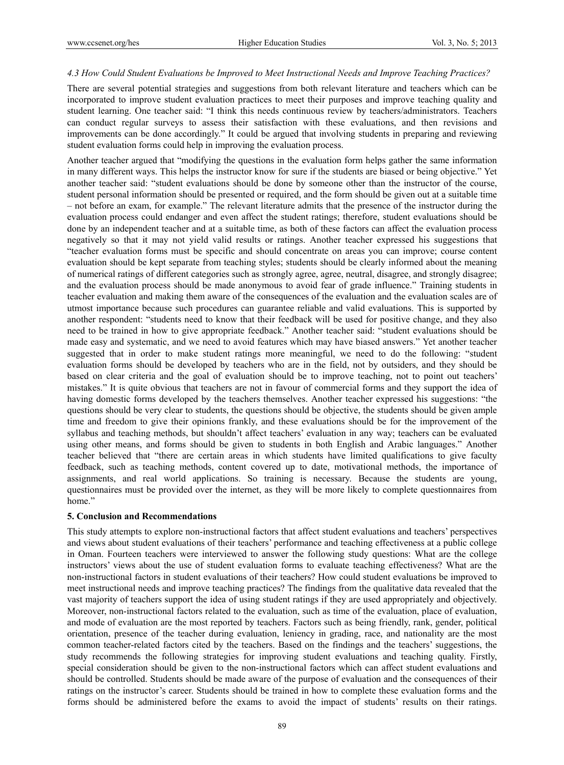### *4.3 How Could Student Evaluations be Improved to Meet Instructional Needs and Improve Teaching Practices?*

There are several potential strategies and suggestions from both relevant literature and teachers which can be incorporated to improve student evaluation practices to meet their purposes and improve teaching quality and student learning. One teacher said: "I think this needs continuous review by teachers/administrators. Teachers can conduct regular surveys to assess their satisfaction with these evaluations, and then revisions and improvements can be done accordingly." It could be argued that involving students in preparing and reviewing student evaluation forms could help in improving the evaluation process.

Another teacher argued that "modifying the questions in the evaluation form helps gather the same information in many different ways. This helps the instructor know for sure if the students are biased or being objective." Yet another teacher said: "student evaluations should be done by someone other than the instructor of the course, student personal information should be presented or required, and the form should be given out at a suitable time – not before an exam, for example." The relevant literature admits that the presence of the instructor during the evaluation process could endanger and even affect the student ratings; therefore, student evaluations should be done by an independent teacher and at a suitable time, as both of these factors can affect the evaluation process negatively so that it may not yield valid results or ratings. Another teacher expressed his suggestions that "teacher evaluation forms must be specific and should concentrate on areas you can improve; course content evaluation should be kept separate from teaching styles; students should be clearly informed about the meaning of numerical ratings of different categories such as strongly agree, agree, neutral, disagree, and strongly disagree; and the evaluation process should be made anonymous to avoid fear of grade influence." Training students in teacher evaluation and making them aware of the consequences of the evaluation and the evaluation scales are of utmost importance because such procedures can guarantee reliable and valid evaluations. This is supported by another respondent: "students need to know that their feedback will be used for positive change, and they also need to be trained in how to give appropriate feedback." Another teacher said: "student evaluations should be made easy and systematic, and we need to avoid features which may have biased answers." Yet another teacher suggested that in order to make student ratings more meaningful, we need to do the following: "student evaluation forms should be developed by teachers who are in the field, not by outsiders, and they should be based on clear criteria and the goal of evaluation should be to improve teaching, not to point out teachers' mistakes." It is quite obvious that teachers are not in favour of commercial forms and they support the idea of having domestic forms developed by the teachers themselves. Another teacher expressed his suggestions: "the questions should be very clear to students, the questions should be objective, the students should be given ample time and freedom to give their opinions frankly, and these evaluations should be for the improvement of the syllabus and teaching methods, but shouldn't affect teachers' evaluation in any way; teachers can be evaluated using other means, and forms should be given to students in both English and Arabic languages." Another teacher believed that "there are certain areas in which students have limited qualifications to give faculty feedback, such as teaching methods, content covered up to date, motivational methods, the importance of assignments, and real world applications. So training is necessary. Because the students are young, questionnaires must be provided over the internet, as they will be more likely to complete questionnaires from home."

## 5. Conclusion and Recommendations

This study attempts to explore non-instructional factors that affect student evaluations and teachers' perspectives and views about student evaluations of their teachers' performance and teaching effectiveness at a public college in Oman. Fourteen teachers were interviewed to answer the following study questions: What are the college instructors' views about the use of student evaluation forms to evaluate teaching effectiveness? What are the non-instructional factors in student evaluations of their teachers? How could student evaluations be improved to meet instructional needs and improve teaching practices? The findings from the qualitative data revealed that the vast majority of teachers support the idea of using student ratings if they are used appropriately and objectively. Moreover, non-instructional factors related to the evaluation, such as time of the evaluation, place of evaluation, and mode of evaluation are the most reported by teachers. Factors such as being friendly, rank, gender, political orientation, presence of the teacher during evaluation, leniency in grading, race, and nationality are the most common teacher-related factors cited by the teachers. Based on the findings and the teachers' suggestions, the study recommends the following strategies for improving student evaluations and teaching quality. Firstly, special consideration should be given to the non-instructional factors which can affect student evaluations and should be controlled. Students should be made aware of the purpose of evaluation and the consequences of their ratings on the instructor's career. Students should be trained in how to complete these evaluation forms and the forms should be administered before the exams to avoid the impact of students' results on their ratings.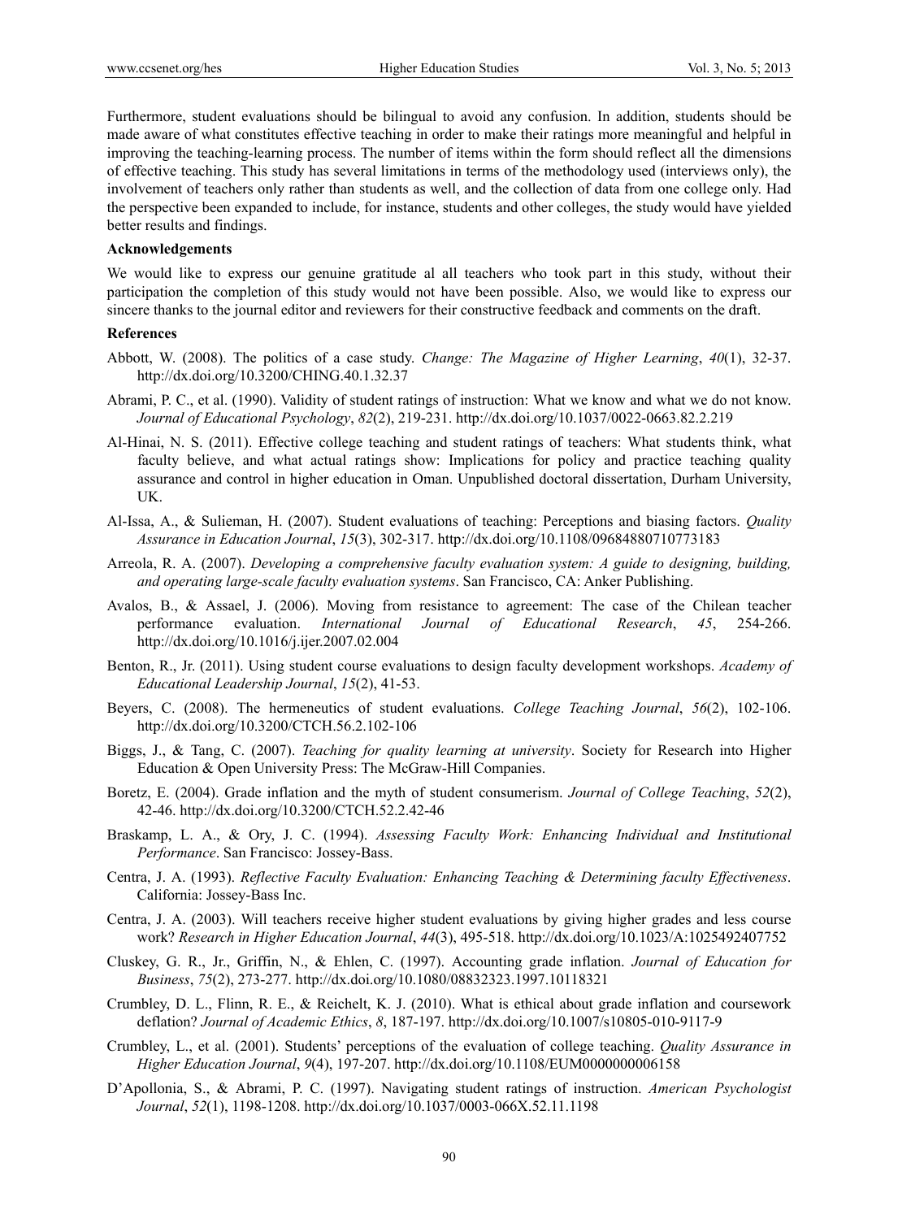Furthermore, student evaluations should be bilingual to avoid any confusion. In addition, students should be made aware of what constitutes effective teaching in order to make their ratings more meaningful and helpful in improving the teaching-learning process. The number of items within the form should reflect all the dimensions of effective teaching. This study has several limitations in terms of the methodology used (interviews only), the involvement of teachers only rather than students as well, and the collection of data from one college only. Had the perspective been expanded to include, for instance, students and other colleges, the study would have yielded better results and findings.

**Acknowledgements**

We would like to express our genuine gratitude al all teachers who took part in this study, without their participation the completion of this study would not have been possible. Also, we would like to express our sincere thanks to the journal editor and reviewers for their constructive feedback and comments on the draft.

**References**

Abbott, W. (2008). The politics of a case study. *Change: The Magazine of Higher Learning*, *40*(1), 32-37. http://dx.doi.org/10.3200/CHING.40.1.32.37

Abrami, P. C., et al. (1990). Validity of student ratings of instruction: What we know and what we do not know. *Journal of Educational Psychology*, *82*(2), 219-231. http://dx.doi.org/10.1037/0022-0663.82.2.219

Al-Hinai, N. S. (2011). Effective college teaching and student ratings of teachers: What students think, what faculty believe, and what actual ratings show: Implications for policy and practice teaching quality assurance and control in higher education in Oman. Unpublished doctoral dissertation, Durham University, UK.

Al-Issa, A., & Sulieman, H. (2007). Student evaluations of teaching: Perceptions and biasing factors. *Quality Assurance in Education Journal*, *15*(3), 302-317. http://dx.doi.org/10.1108/09684880710773183

Arreola, R. A. (2007). *Developing a comprehensive faculty evaluation system: A guide to designing, building, and operating large-scale faculty evaluation systems*. San Francisco, CA: Anker Publishing.

Avalos, B., & Assael, J. (2006). Moving from resistance to agreement: The case of the Chilean teacher performance evaluation. *International Journal of Educational Research*, *45*, 254-266. http://dx.doi.org/10.1016/j.ijer.2007.02.004

Benton, R., Jr. (2011). Using student course evaluations to design faculty development workshops. *Academy of Educational Leadership Journal*, *15*(2), 41-53.

Beyers, C. (2008). The hermeneutics of student evaluations. *College Teaching Journal*, *56*(2), 102-106. http://dx.doi.org/10.3200/CTCH.56.2.102-106

Biggs, J., & Tang, C. (2007). *Teaching for quality learning at university*. Society for Research into Higher Education & Open University Press: The McGraw-Hill Companies.

Boretz, E. (2004). Grade inflation and the myth of student consumerism. *Journal of College Teaching*, *52*(2), 42-46. http://dx.doi.org/10.3200/CTCH.52.2.42-46

Braskamp, L. A., & Ory, J. C. (1994). *Assessing Faculty Work: Enhancing Individual and Institutional Performance*. San Francisco: Jossey-Bass.

Centra, J. A. (1993). *Reflective Faculty Evaluation: Enhancing Teaching & Determining faculty Effectiveness*. California: Jossey-Bass Inc.

Centra, J. A. (2003). Will teachers receive higher student evaluations by giving higher grades and less course work? *Research in Higher Education Journal*, *44*(3), 495-518. http://dx.doi.org/10.1023/A:1025492407752

Cluskey, G. R., Jr., Griffin, N., & Ehlen, C. (1997). Accounting grade inflation. *Journal of Education for Business*, *75*(2), 273-277. http://dx.doi.org/10.1080/08832323.1997.10118321

Crumbley, D. L., Flinn, R. E., & Reichelt, K. J. (2010). What is ethical about grade inflation and coursework deflation? *Journal of Academic Ethics*, *8*, 187-197. http://dx.doi.org/10.1007/s10805-010-9117-9

Crumbley, L., et al. (2001). Students' perceptions of the evaluation of college teaching. *Quality Assurance in Higher Education Journal*, *9*(4), 197-207. http://dx.doi.org/10.1108/EUM0000000006158

D'Apollonia, S., & Abrami, P. C. (1997). Navigating student ratings of instruction. *American Psychologist Journal*, *52*(1), 1198-1208. http://dx.doi.org/10.1037/0003-066X.52.11.1198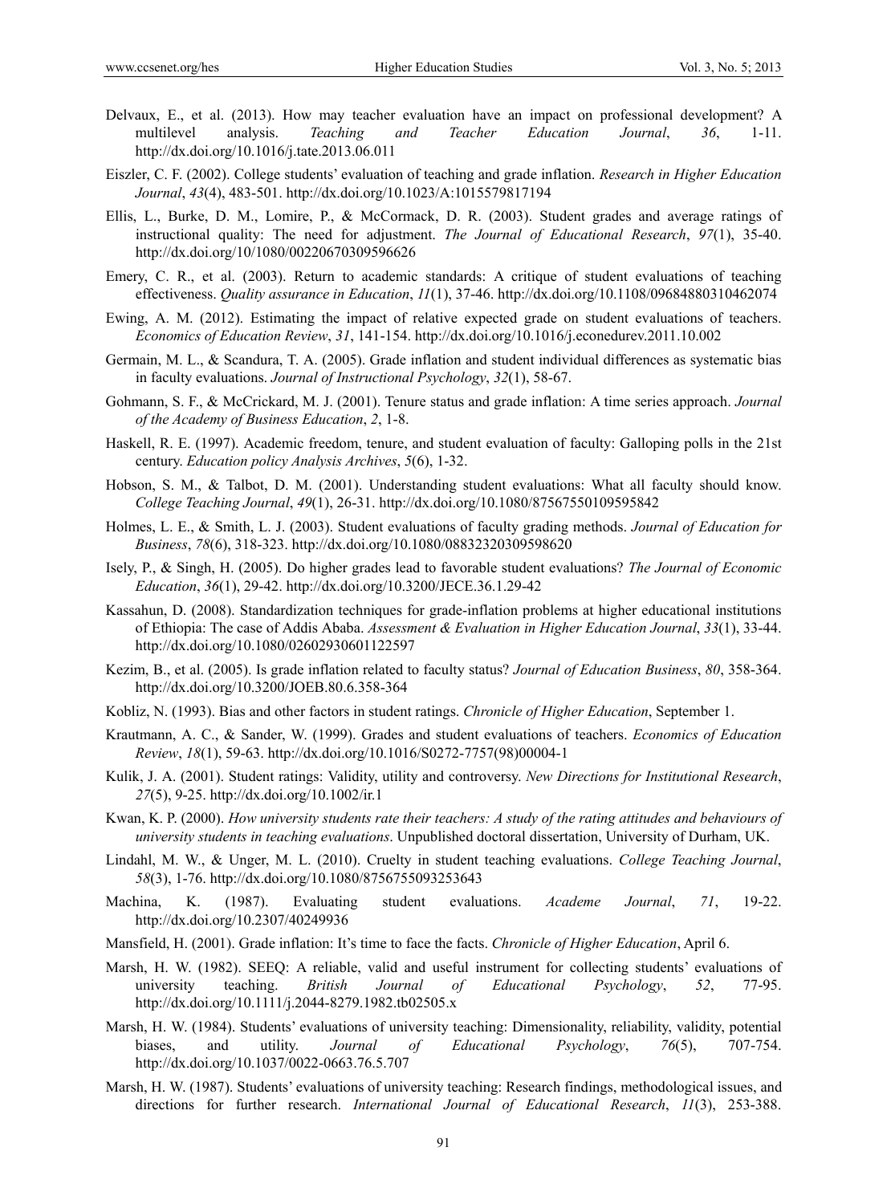Delvaux, E., et al. (2013). How may teacher evaluation have an impact on professional development? A multilevel analysis. *Teaching and Teacher Education Journal*, *36*, 1-11. http://dx.doi.org/10.1016/j.tate.2013.06.011

Eiszler, C. F. (2002). College students' evaluation of teaching and grade inflation. *Research in Higher Education Journal*, *43*(4), 483-501. http://dx.doi.org/10.1023/A:1015579817194

Ellis, L., Burke, D. M., Lomire, P., & McCormack, D. R. (2003). Student grades and average ratings of instructional quality: The need for adjustment. *The Journal of Educational Research*, *97*(1), 35-40. http://dx.doi.org/10/1080/00220670309596626

Emery, C. R., et al. (2003). Return to academic standards: A critique of student evaluations of teaching effectiveness. *Quality assurance in Education*, *11*(1), 37-46. http://dx.doi.org/10.1108/09684880310462074

Ewing, A. M. (2012). Estimating the impact of relative expected grade on student evaluations of teachers. *Economics of Education Review*, *31*, 141-154. http://dx.doi.org/10.1016/j.econedurev.2011.10.002

Germain, M. L., & Scandura, T. A. (2005). Grade inflation and student individual differences as systematic bias in faculty evaluations. *Journal of Instructional Psychology*, *32*(1), 58-67.

Gohmann, S. F., & McCrickard, M. J. (2001). Tenure status and grade inflation: A time series approach. *Journal of the Academy of Business Education*, *2*, 1-8.

Haskell, R. E. (1997). Academic freedom, tenure, and student evaluation of faculty: Galloping polls in the 21st century. *Education policy Analysis Archives*, *5*(6), 1-32.

Hobson, S. M., & Talbot, D. M. (2001). Understanding student evaluations: What all faculty should know. *College Teaching Journal*, *49*(1), 26-31. http://dx.doi.org/10.1080/87567550109595842

Holmes, L. E., & Smith, L. J. (2003). Student evaluations of faculty grading methods. *Journal of Education for Business*, *78*(6), 318-323. http://dx.doi.org/10.1080/08832320309598620

Isely, P., & Singh, H. (2005). Do higher grades lead to favorable student evaluations? *The Journal of Economic Education*, *36*(1), 29-42. http://dx.doi.org/10.3200/JECE.36.1.29-42

Kassahun, D. (2008). Standardization techniques for grade-inflation problems at higher educational institutions of Ethiopia: The case of Addis Ababa. *Assessment & Evaluation in Higher Education Journal*, *33*(1), 33-44. http://dx.doi.org/10.1080/02602930601122597

Kezim, B., et al. (2005). Is grade inflation related to faculty status? *Journal of Education Business*, *80*, 358-364. http://dx.doi.org/10.3200/JOEB.80.6.358-364

Kobliz, N. (1993). Bias and other factors in student ratings. *Chronicle of Higher Education*, September 1.

Krautmann, A. C., & Sander, W. (1999). Grades and student evaluations of teachers. *Economics of Education Review*, *18*(1), 59-63. http://dx.doi.org/10.1016/S0272-7757(98)00004-1

Kulik, J. A. (2001). Student ratings: Validity, utility and controversy. *New Directions for Institutional Research*, *27*(5), 9-25. http://dx.doi.org/10.1002/ir.1

Kwan, K. P. (2000). *How university students rate their teachers: A study of the rating attitudes and behaviours of university students in teaching evaluations*. Unpublished doctoral dissertation, University of Durham, UK.

Lindahl, M. W., & Unger, M. L. (2010). Cruelty in student teaching evaluations. *College Teaching Journal*, *58*(3), 1-76. http://dx.doi.org/10.1080/8756755093253643

Machina, K. (1987). Evaluating student evaluations. *Academe Journal*, *71*, 19-22. http://dx.doi.org/10.2307/40249936

Mansfield, H. (2001). Grade inflation: It's time to face the facts. *Chronicle of Higher Education*, April 6.

Marsh, H. W. (1982). SEEQ: A reliable, valid and useful instrument for collecting students' evaluations of university teaching. *British Journal of Educational Psychology*, *52*, 77-95. http://dx.doi.org/10.1111/j.2044-8279.1982.tb02505.x

Marsh, H. W. (1984). Students' evaluations of university teaching: Dimensionality, reliability, validity, potential biases, and utility. *Journal of Educational Psychology*, *76*(5), 707-754. http://dx.doi.org/10.1037/0022-0663.76.5.707

Marsh, H. W. (1987). Students' evaluations of university teaching: Research findings, methodological issues, and directions for further research. *International Journal of Educational Research*, *11*(3), 253-388.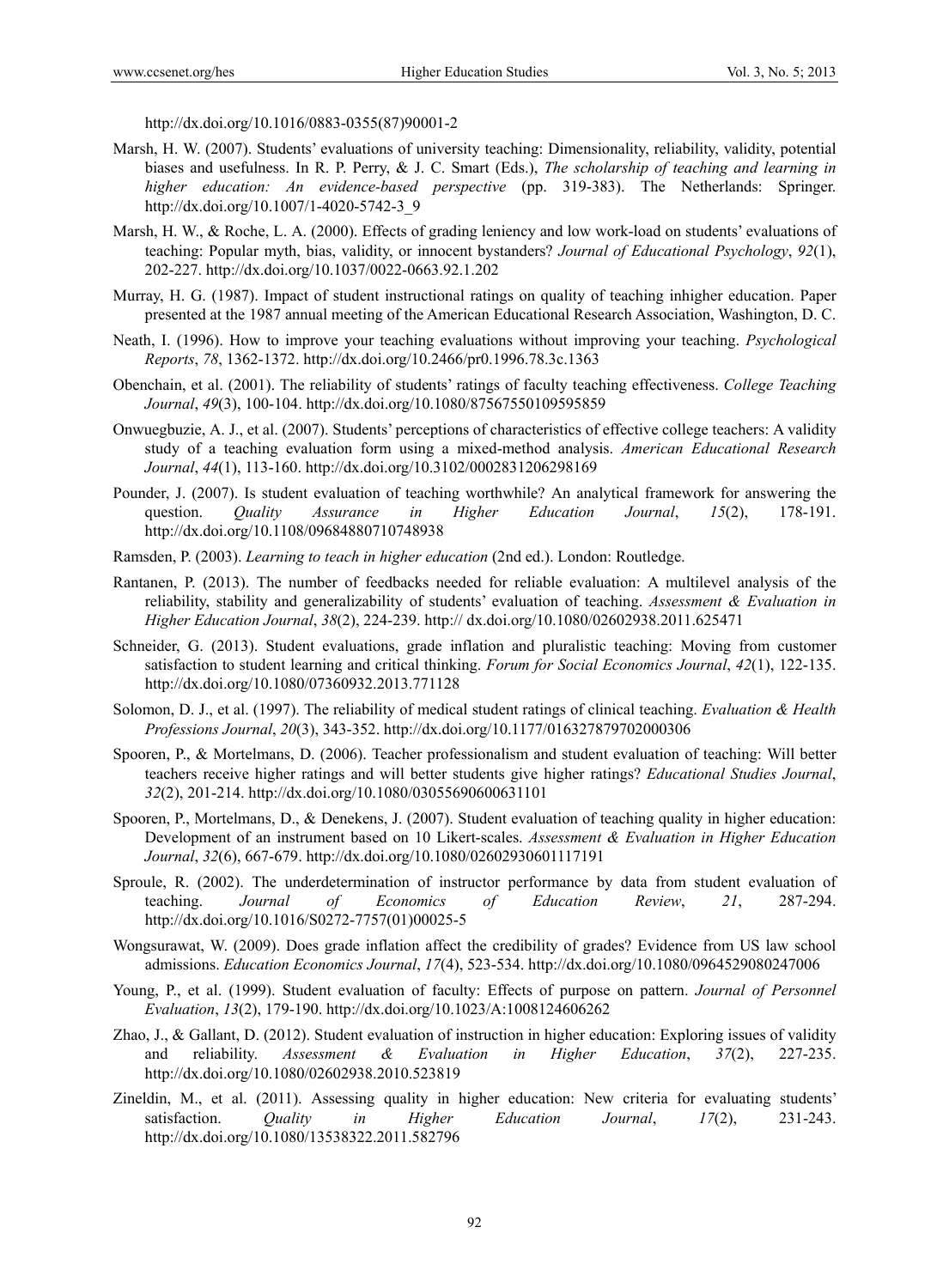http://dx.doi.org/10.1016/0883-0355(87)90001-2

Marsh, H. W. (2007). Students' evaluations of university teaching: Dimensionality, reliability, validity, potential biases and usefulness. In R. P. Perry, & J. C. Smart (Eds.), *The scholarship of teaching and learning in higher education: An evidence-based perspective* (pp. 319-383). The Netherlands: Springer. http://dx.doi.org/10.1007/1-4020-5742-3_9

Marsh, H. W., & Roche, L. A. (2000). Effects of grading leniency and low work-load on students' evaluations of teaching: Popular myth, bias, validity, or innocent bystanders? *Journal of Educational Psychology*, *92*(1), 202-227. http://dx.doi.org/10.1037/0022-0663.92.1.202

Murray, H. G. (1987). Impact of student instructional ratings on quality of teaching inhigher education. Paper presented at the 1987 annual meeting of the American Educational Research Association, Washington, D. C.

Neath, I. (1996). How to improve your teaching evaluations without improving your teaching. *Psychological Reports*, *78*, 1362-1372. http://dx.doi.org/10.2466/pr0.1996.78.3c.1363

Obenchain, et al. (2001). The reliability of students' ratings of faculty teaching effectiveness. *College Teaching Journal*, *49*(3), 100-104. http://dx.doi.org/10.1080/87567550109595859

Onwuegbuzie, A. J., et al. (2007). Students' perceptions of characteristics of effective college teachers: A validity study of a teaching evaluation form using a mixed-method analysis. *American Educational Research Journal*, *44*(1), 113-160. http://dx.doi.org/10.3102/0002831206298169

Pounder, J. (2007). Is student evaluation of teaching worthwhile? An analytical framework for answering the question. *Quality Assurance in Higher Education Journal*, *15*(2), 178-191. http://dx.doi.org/10.1108/09684880710748938

Ramsden, P. (2003). *Learning to teach in higher education* (2nd ed.). London: Routledge.

Rantanen, P. (2013). The number of feedbacks needed for reliable evaluation: A multilevel analysis of the reliability, stability and generalizability of students' evaluation of teaching. *Assessment & Evaluation in Higher Education Journal*, *38*(2), 224-239. http:// dx.doi.org/10.1080/02602938.2011.625471

Schneider, G. (2013). Student evaluations, grade inflation and pluralistic teaching: Moving from customer satisfaction to student learning and critical thinking. *Forum for Social Economics Journal*, *42*(1), 122-135. http://dx.doi.org/10.1080/07360932.2013.771128

Solomon, D. J., et al. (1997). The reliability of medical student ratings of clinical teaching. *Evaluation & Health Professions Journal*, *20*(3), 343-352. http://dx.doi.org/10.1177/016327879702000306

Spooren, P., & Mortelmans, D. (2006). Teacher professionalism and student evaluation of teaching: Will better teachers receive higher ratings and will better students give higher ratings? *Educational Studies Journal*, *32*(2), 201-214. http://dx.doi.org/10.1080/03055690600631101

Spooren, P., Mortelmans, D., & Denekens, J. (2007). Student evaluation of teaching quality in higher education: Development of an instrument based on 10 Likert-scales. *Assessment & Evaluation in Higher Education Journal*, *32*(6), 667-679. http://dx.doi.org/10.1080/02602930601117191

Sproule, R. (2002). The underdetermination of instructor performance by data from student evaluation of teaching. *Journal of Economics of Education Review*, *21*, 287-294. http://dx.doi.org/10.1016/S0272-7757(01)00025-5

Wongsurawat, W. (2009). Does grade inflation affect the credibility of grades? Evidence from US law school admissions. *Education Economics Journal*, *17*(4), 523-534. http://dx.doi.org/10.1080/0964529080247006

Young, P., et al. (1999). Student evaluation of faculty: Effects of purpose on pattern. *Journal of Personnel Evaluation*, *13*(2), 179-190. http://dx.doi.org/10.1023/A:1008124606262

Zhao, J., & Gallant, D. (2012). Student evaluation of instruction in higher education: Exploring issues of validity and reliability. *Assessment & Evaluation in Higher Education*, *37*(2), 227-235. http://dx.doi.org/10.1080/02602938.2010.523819

Zineldin, M., et al. (2011). Assessing quality in higher education: New criteria for evaluating students' satisfaction. *Quality in Higher Education Journal*, *17*(2), 231-243. http://dx.doi.org/10.1080/13538322.2011.582796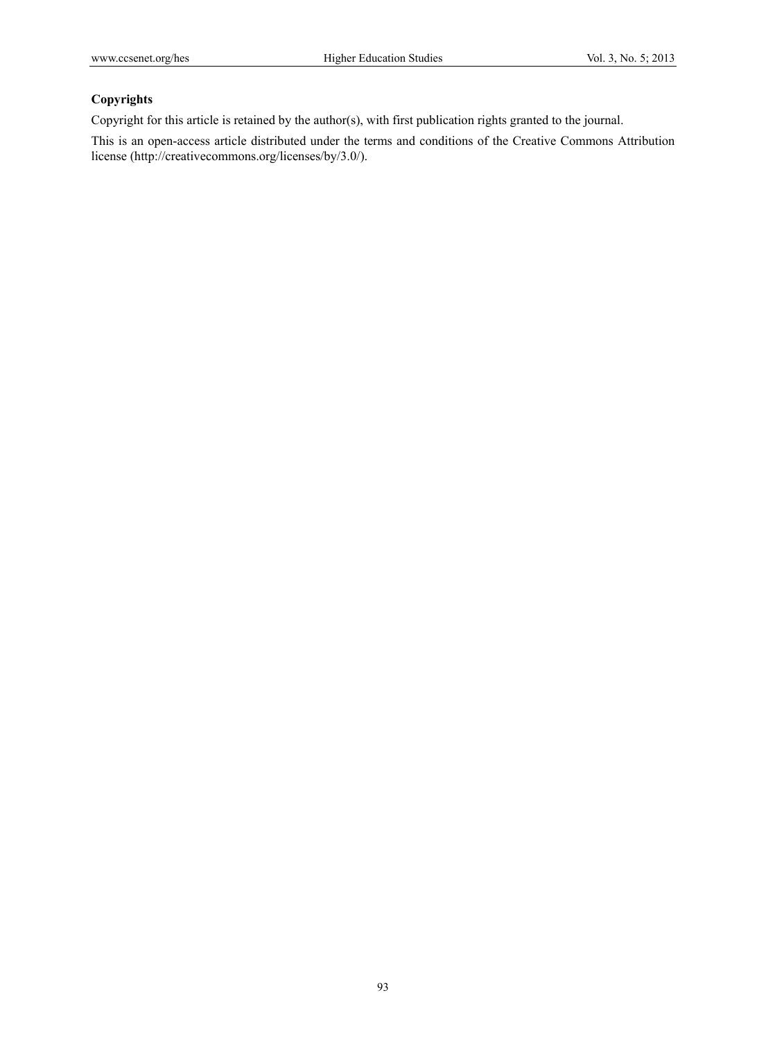**Copyrights**

Copyright for this article is retained by the author(s), with first publication rights granted to the journal.

This is an open-access article distributed under the terms and conditions of the Creative Commons Attribution license (http://creativecommons.org/licenses/by/3.0/).